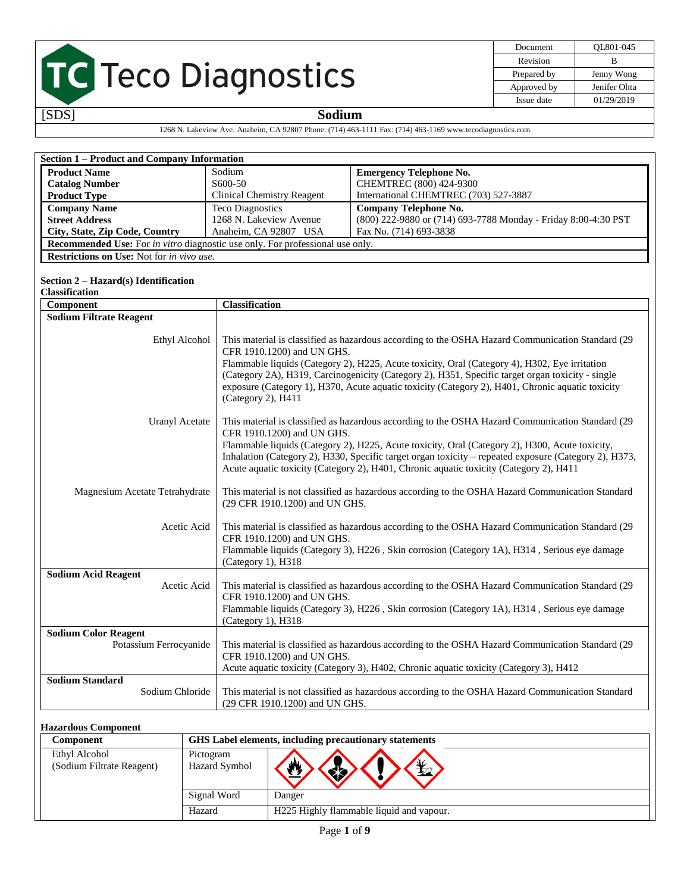# Teco Diagnostics

| Document | QL801-045 |
|---|---|
| Revision | B |
| Prepared by | Jenny Wong |
| Approved by | Jenifer Ohta |
| Issue date | 01/29/2019 |

[SDS] **Sodium**

1268 N. Lakeview Ave. Anaheim, CA 92807 Phone: (714) 463-1111 Fax: (714) 463-1169 www.tecodiagnostics.com

## Section 1 – Product and Company Information

| | | |
|---|---|---|
| **Product Name** | Sodium | **Emergency Telephone No.** |
| **Catalog Number** | S600-50 | CHEMTREC (800) 424-9300 |
| **Product Type** | Clinical Chemistry Reagent | International CHEMTREC (703) 527-3887 |
| **Company Name** | Teco Diagnostics | **Company Telephone No.** |
| **Street Address** | 1268 N. Lakeview Avenue | (800) 222-9880 or (714) 693-7788 Monday - Friday 8:00-4:30 PST |
| **City, State, Zip Code, Country** | Anaheim, CA 92807 USA | Fax No. (714) 693-3838 |

**Recommended Use:** For *in vitro* diagnostic use only. For professional use only.

**Restrictions on Use:** Not for *in vivo use.*

## Section 2 – Hazard(s) Identification

### Classification

| Component | Classification |
|---|---|
| **Sodium Filtrate Reagent** | |
| Ethyl Alcohol | This material is classified as hazardous according to the OSHA Hazard Communication Standard (29 CFR 1910.1200) and UN GHS. Flammable liquids (Category 2), H225, Acute toxicity, Oral (Category 4), H302, Eye irritation (Category 2A), H319, Carcinogenicity (Category 2), H351, Specific target organ toxicity - single exposure (Category 1), H370, Acute aquatic toxicity (Category 2), H401, Chronic aquatic toxicity (Category 2), H411 |
| Uranyl Acetate | This material is classified as hazardous according to the OSHA Hazard Communication Standard (29 CFR 1910.1200) and UN GHS. Flammable liquids (Category 2), H225, Acute toxicity, Oral (Category 2), H300, Acute toxicity, Inhalation (Category 2), H330, Specific target organ toxicity – repeated exposure (Category 2), H373, Acute aquatic toxicity (Category 2), H401, Chronic aquatic toxicity (Category 2), H411 |
| Magnesium Acetate Tetrahydrate | This material is not classified as hazardous according to the OSHA Hazard Communication Standard (29 CFR 1910.1200) and UN GHS. |
| Acetic Acid | This material is classified as hazardous according to the OSHA Hazard Communication Standard (29 CFR 1910.1200) and UN GHS. Flammable liquids (Category 3), H226 , Skin corrosion (Category 1A), H314 , Serious eye damage (Category 1), H318 |
| **Sodium Acid Reagent** | |
| Acetic Acid | This material is classified as hazardous according to the OSHA Hazard Communication Standard (29 CFR 1910.1200) and UN GHS. Flammable liquids (Category 3), H226 , Skin corrosion (Category 1A), H314 , Serious eye damage (Category 1), H318 |
| **Sodium Color Reagent** | |
| Potassium Ferrocyanide | This material is classified as hazardous according to the OSHA Hazard Communication Standard (29 CFR 1910.1200) and UN GHS. Acute aquatic toxicity (Category 3), H402, Chronic aquatic toxicity (Category 3), H412 |
| **Sodium Standard** | |
| Sodium Chloride | This material is not classified as hazardous according to the OSHA Hazard Communication Standard (29 CFR 1910.1200) and UN GHS. |

### Hazardous Component

| Component | GHS Label elements, including precautionary statements | |
|---|---|---|
| Ethyl Alcohol (Sodium Filtrate Reagent) | Pictogram Hazard Symbol | |
| | Signal Word | Danger |
| | Hazard | H225 Highly flammable liquid and vapour. |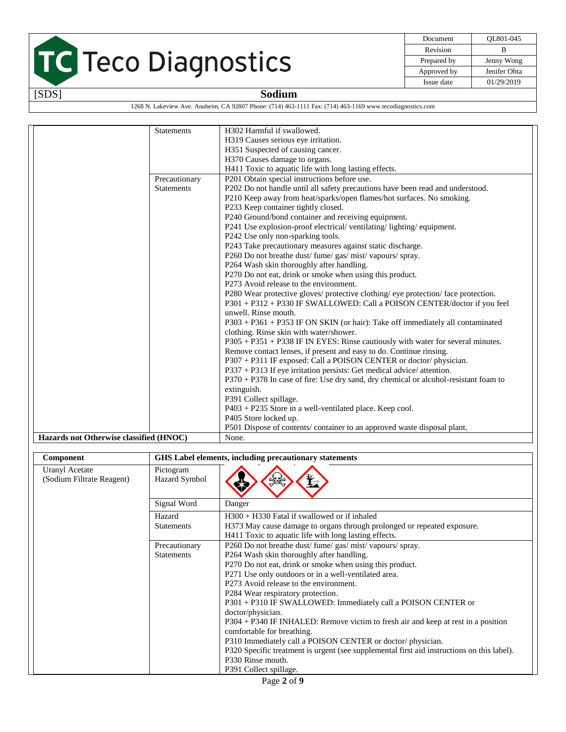| | | |
|---|---|---|
| | Statements | H302 Harmful if swallowed.<br>H319 Causes serious eye irritation.<br>H351 Suspected of causing cancer.<br>H370 Causes damage to organs.<br>H411 Toxic to aquatic life with long lasting effects. |
| | Precautionary Statements | P201 Obtain special instructions before use.<br>P202 Do not handle until all safety precautions have been read and understood.<br>P210 Keep away from heat/sparks/open flames/hot surfaces. No smoking.<br>P233 Keep container tightly closed.<br>P240 Ground/bond container and receiving equipment.<br>P241 Use explosion-proof electrical/ ventilating/ lighting/ equipment.<br>P242 Use only non-sparking tools.<br>P243 Take precautionary measures against static discharge.<br>P260 Do not breathe dust/ fume/ gas/ mist/ vapours/ spray.<br>P264 Wash skin thoroughly after handling.<br>P270 Do not eat, drink or smoke when using this product.<br>P273 Avoid release to the environment.<br>P280 Wear protective gloves/ protective clothing/ eye protection/ face protection.<br>P301 + P312 + P330 IF SWALLOWED: Call a POISON CENTER/doctor if you feel unwell. Rinse mouth.<br>P303 + P361 + P353 IF ON SKIN (or hair): Take off immediately all contaminated clothing. Rinse skin with water/shower.<br>P305 + P351 + P338 IF IN EYES: Rinse cautiously with water for several minutes. Remove contact lenses, if present and easy to do. Continue rinsing.<br>P307 + P311 IF exposed: Call a POISON CENTER or doctor/ physician.<br>P337 + P313 If eye irritation persists: Get medical advice/ attention.<br>P370 + P378 In case of fire: Use dry sand, dry chemical or alcohol-resistant foam to extinguish.<br>P391 Collect spillage.<br>P403 + P235 Store in a well-ventilated place. Keep cool.<br>P405 Store locked up.<br>P501 Dispose of contents/ container to an approved waste disposal plant. |
| **Hazards not Otherwise classified (HNOC)** | | None. |

| **Component** | **GHS Label elements, including precautionary statements** | |
|---|---|---|
| Uranyl Acetate (Sodium Filtrate Reagent) | Pictogram Hazard Symbol | |
| | Signal Word | Danger |
| | Hazard Statements | H300 + H330 Fatal if swallowed or if inhaled<br>H373 May cause damage to organs through prolonged or repeated exposure.<br>H411 Toxic to aquatic life with long lasting effects. |
| | Precautionary Statements | P260 Do not breathe dust/ fume/ gas/ mist/ vapours/ spray.<br>P264 Wash skin thoroughly after handling.<br>P270 Do not eat, drink or smoke when using this product.<br>P271 Use only outdoors or in a well-ventilated area.<br>P273 Avoid release to the environment.<br>P284 Wear respiratory protection.<br>P301 + P310 IF SWALLOWED: Immediately call a POISON CENTER or doctor/physician.<br>P304 + P340 IF INHALED: Remove victim to fresh air and keep at rest in a position comfortable for breathing.<br>P310 Immediately call a POISON CENTER or doctor/ physician.<br>P320 Specific treatment is urgent (see supplemental first aid instructions on this label).<br>P330 Rinse mouth.<br>P391 Collect spillage. |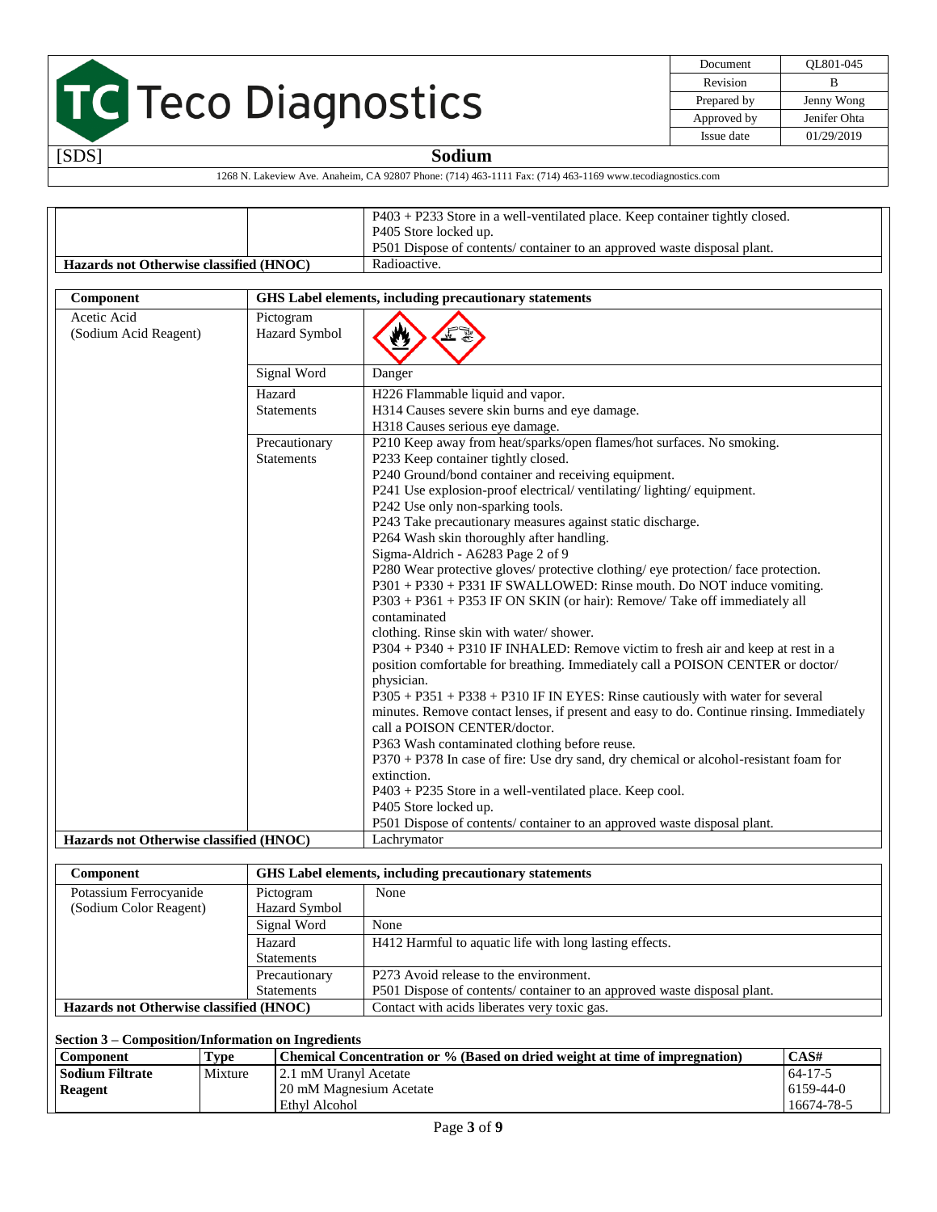| | | |
|---|---|---|
| | | P403 + P233 Store in a well-ventilated place. Keep container tightly closed.<br>P405 Store locked up.<br>P501 Dispose of contents/ container to an approved waste disposal plant. |
| **Hazards not Otherwise classified (HNOC)** | | Radioactive. |

| Component | GHS Label elements, including precautionary statements | |
|---|---|---|
| Acetic Acid<br>(Sodium Acid Reagent) | Pictogram<br>Hazard Symbol | |
| | Signal Word | Danger |
| | Hazard Statements | H226 Flammable liquid and vapor.<br>H314 Causes severe skin burns and eye damage.<br>H318 Causes serious eye damage. |
| | Precautionary Statements | P210 Keep away from heat/sparks/open flames/hot surfaces. No smoking.<br>P233 Keep container tightly closed.<br>P240 Ground/bond container and receiving equipment.<br>P241 Use explosion-proof electrical/ ventilating/ lighting/ equipment.<br>P242 Use only non-sparking tools.<br>P243 Take precautionary measures against static discharge.<br>P264 Wash skin thoroughly after handling.<br>Sigma-Aldrich - A6283 Page 2 of 9<br>P280 Wear protective gloves/ protective clothing/ eye protection/ face protection.<br>P301 + P330 + P331 IF SWALLOWED: Rinse mouth. Do NOT induce vomiting.<br>P303 + P361 + P353 IF ON SKIN (or hair): Remove/ Take off immediately all contaminated<br>clothing. Rinse skin with water/ shower.<br>P304 + P340 + P310 IF INHALED: Remove victim to fresh air and keep at rest in a position comfortable for breathing. Immediately call a POISON CENTER or doctor/ physician.<br>P305 + P351 + P338 + P310 IF IN EYES: Rinse cautiously with water for several minutes. Remove contact lenses, if present and easy to do. Continue rinsing. Immediately call a POISON CENTER/doctor.<br>P363 Wash contaminated clothing before reuse.<br>P370 + P378 In case of fire: Use dry sand, dry chemical or alcohol-resistant foam for extinction.<br>P403 + P235 Store in a well-ventilated place. Keep cool.<br>P405 Store locked up.<br>P501 Dispose of contents/ container to an approved waste disposal plant. |
| **Hazards not Otherwise classified (HNOC)** | | Lachrymator |

| Component | GHS Label elements, including precautionary statements | |
|---|---|---|
| Potassium Ferrocyanide<br>(Sodium Color Reagent) | Pictogram<br>Hazard Symbol | None |
| | Signal Word | None |
| | Hazard Statements | H412 Harmful to aquatic life with long lasting effects. |
| | Precautionary Statements | P273 Avoid release to the environment.<br>P501 Dispose of contents/ container to an approved waste disposal plant. |
| **Hazards not Otherwise classified (HNOC)** | | Contact with acids liberates very toxic gas. |

## Section 3 – Composition/Information on Ingredients

| Component | Type | Chemical Concentration or % (Based on dried weight at time of impregnation) | CAS# |
|---|---|---|---|
| **Sodium Filtrate Reagent** | Mixture | 2.1 mM Uranyl Acetate<br>20 mM Magnesium Acetate<br>Ethyl Alcohol | 64-17-5<br>6159-44-0<br>16674-78-5 |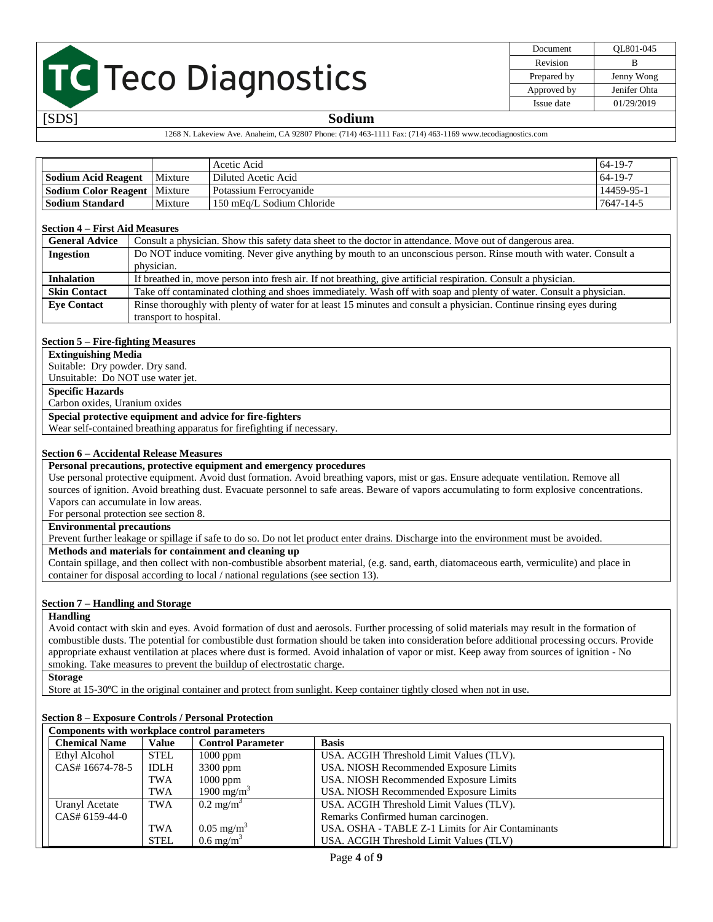| | | | |
|---|---|---|---|
| | | Acetic Acid | 64-19-7 |
| **Sodium Acid Reagent** | Mixture | Diluted Acetic Acid | 64-19-7 |
| **Sodium Color Reagent** | Mixture | Potassium Ferrocyanide | 14459-95-1 |
| **Sodium Standard** | Mixture | 150 mEq/L Sodium Chloride | 7647-14-5 |

### Section 4 – First Aid Measures

| | |
|---|---|
| **General Advice** | Consult a physician. Show this safety data sheet to the doctor in attendance. Move out of dangerous area. |
| **Ingestion** | Do NOT induce vomiting. Never give anything by mouth to an unconscious person. Rinse mouth with water. Consult a physician. |
| **Inhalation** | If breathed in, move person into fresh air. If not breathing, give artificial respiration. Consult a physician. |
| **Skin Contact** | Take off contaminated clothing and shoes immediately. Wash off with soap and plenty of water. Consult a physician. |
| **Eye Contact** | Rinse thoroughly with plenty of water for at least 15 minutes and consult a physician. Continue rinsing eyes during transport to hospital. |

### Section 5 – Fire-fighting Measures

**Extinguishing Media**

Suitable: Dry powder. Dry sand.
Unsuitable: Do NOT use water jet.

**Specific Hazards**

Carbon oxides, Uranium oxides

**Special protective equipment and advice for fire-fighters**

Wear self-contained breathing apparatus for firefighting if necessary.

### Section 6 – Accidental Release Measures

**Personal precautions, protective equipment and emergency procedures**

Use personal protective equipment. Avoid dust formation. Avoid breathing vapors, mist or gas. Ensure adequate ventilation. Remove all sources of ignition. Avoid breathing dust. Evacuate personnel to safe areas. Beware of vapors accumulating to form explosive concentrations. Vapors can accumulate in low areas.
For personal protection see section 8.

**Environmental precautions**

Prevent further leakage or spillage if safe to do so. Do not let product enter drains. Discharge into the environment must be avoided.

**Methods and materials for containment and cleaning up**

Contain spillage, and then collect with non-combustible absorbent material, (e.g. sand, earth, diatomaceous earth, vermiculite) and place in container for disposal according to local / national regulations (see section 13).

### Section 7 – Handling and Storage

**Handling**

Avoid contact with skin and eyes. Avoid formation of dust and aerosols. Further processing of solid materials may result in the formation of combustible dusts. The potential for combustible dust formation should be taken into consideration before additional processing occurs. Provide appropriate exhaust ventilation at places where dust is formed. Avoid inhalation of vapor or mist. Keep away from sources of ignition - No smoking. Take measures to prevent the buildup of electrostatic charge.

**Storage**

Store at 15-30ºC in the original container and protect from sunlight. Keep container tightly closed when not in use.

### Section 8 – Exposure Controls / Personal Protection

**Components with workplace control parameters**

| Chemical Name | Value | Control Parameter | Basis |
|---|---|---|---|
| Ethyl Alcohol | STEL | 1000 ppm | USA. ACGIH Threshold Limit Values (TLV). |
| CAS# 16674-78-5 | IDLH | 3300 ppm | USA. NIOSH Recommended Exposure Limits |
| | TWA | 1000 ppm | USA. NIOSH Recommended Exposure Limits |
| | TWA | 1900 mg/m$^3$ | USA. NIOSH Recommended Exposure Limits |
| Uranyl Acetate | TWA | 0.2 mg/m$^3$ | USA. ACGIH Threshold Limit Values (TLV). |
| CAS# 6159-44-0 | | | Remarks Confirmed human carcinogen. |
| | TWA | 0.05 mg/m$^3$ | USA. OSHA - TABLE Z-1 Limits for Air Contaminants |
| | STEL | 0.6 mg/m$^3$ | USA. ACGIH Threshold Limit Values (TLV) |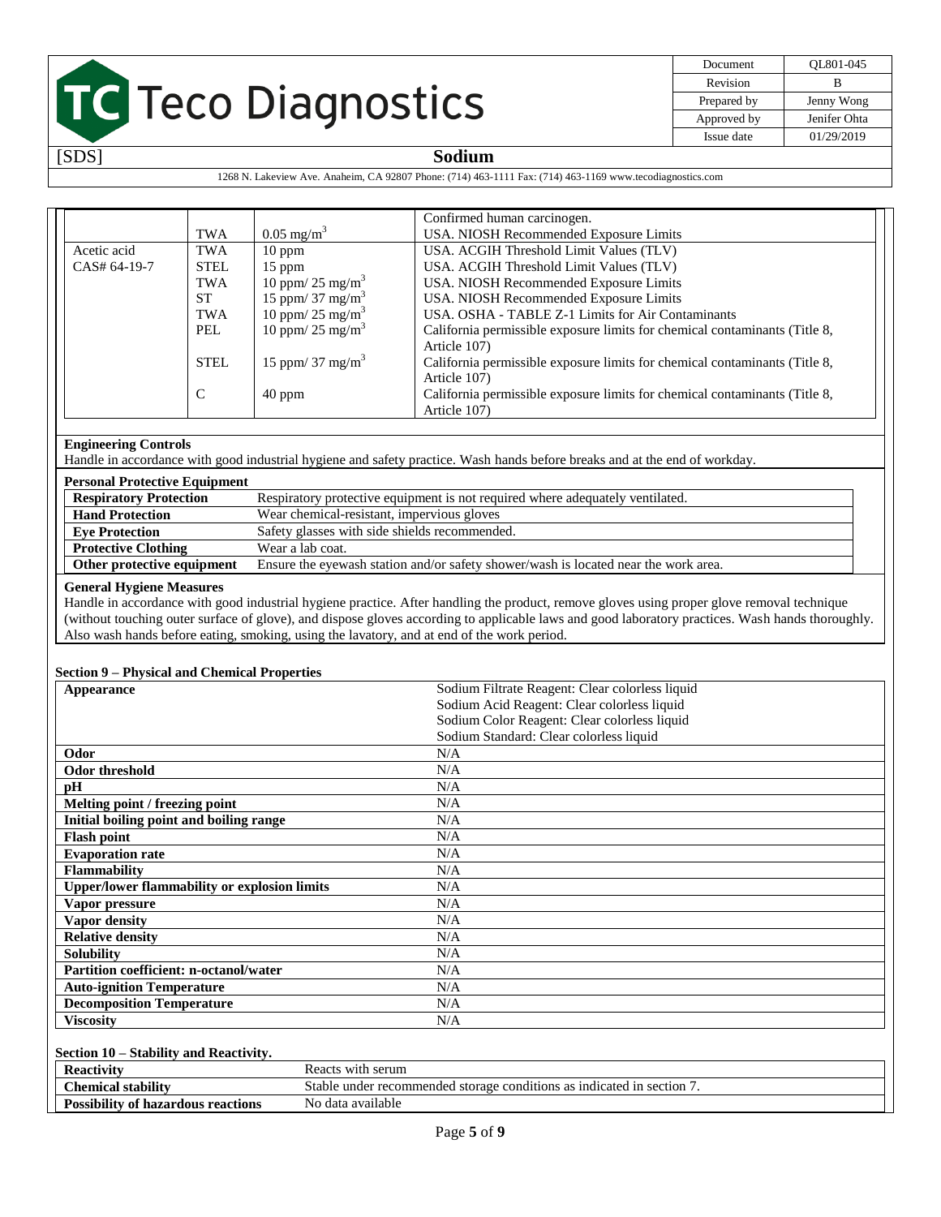| | | | |
|---|---|---|---|
| | TWA | 0.05 mg/m$^3$ | Confirmed human carcinogen. USA. NIOSH Recommended Exposure Limits |
| Acetic acid CAS# 64-19-7 | TWA | 10 ppm | USA. ACGIH Threshold Limit Values (TLV) |
| | STEL | 15 ppm | USA. ACGIH Threshold Limit Values (TLV) |
| | TWA | 10 ppm/ 25 mg/m$^3$ | USA. NIOSH Recommended Exposure Limits |
| | ST | 15 ppm/ 37 mg/m$^3$ | USA. NIOSH Recommended Exposure Limits |
| | TWA | 10 ppm/ 25 mg/m$^3$ | USA. OSHA - TABLE Z-1 Limits for Air Contaminants |
| | PEL | 10 ppm/ 25 mg/m$^3$ | California permissible exposure limits for chemical contaminants (Title 8, Article 107) |
| | STEL | 15 ppm/ 37 mg/m$^3$ | California permissible exposure limits for chemical contaminants (Title 8, Article 107) |
| | C | 40 ppm | California permissible exposure limits for chemical contaminants (Title 8, Article 107) |

**Engineering Controls**

Handle in accordance with good industrial hygiene and safety practice. Wash hands before breaks and at the end of workday.

**Personal Protective Equipment**

| | |
|---|---|
| **Respiratory Protection** | Respiratory protective equipment is not required where adequately ventilated. |
| **Hand Protection** | Wear chemical-resistant, impervious gloves |
| **Eye Protection** | Safety glasses with side shields recommended. |
| **Protective Clothing** | Wear a lab coat. |
| **Other protective equipment** | Ensure the eyewash station and/or safety shower/wash is located near the work area. |

**General Hygiene Measures**

Handle in accordance with good industrial hygiene practice. After handling the product, remove gloves using proper glove removal technique (without touching outer surface of glove), and dispose gloves according to applicable laws and good laboratory practices. Wash hands thoroughly. Also wash hands before eating, smoking, using the lavatory, and at end of the work period.

### Section 9 – Physical and Chemical Properties

| | |
|---|---|
| **Appearance** | Sodium Filtrate Reagent: Clear colorless liquid<br>Sodium Acid Reagent: Clear colorless liquid<br>Sodium Color Reagent: Clear colorless liquid<br>Sodium Standard: Clear colorless liquid |
| **Odor** | N/A |
| **Odor threshold** | N/A |
| **pH** | N/A |
| **Melting point / freezing point** | N/A |
| **Initial boiling point and boiling range** | N/A |
| **Flash point** | N/A |
| **Evaporation rate** | N/A |
| **Flammability** | N/A |
| **Upper/lower flammability or explosion limits** | N/A |
| **Vapor pressure** | N/A |
| **Vapor density** | N/A |
| **Relative density** | N/A |
| **Solubility** | N/A |
| **Partition coefficient: n-octanol/water** | N/A |
| **Auto-ignition Temperature** | N/A |
| **Decomposition Temperature** | N/A |
| **Viscosity** | N/A |

### Section 10 – Stability and Reactivity.

| | |
|---|---|
| **Reactivity** | Reacts with serum |
| **Chemical stability** | Stable under recommended storage conditions as indicated in section 7. |
| **Possibility of hazardous reactions** | No data available |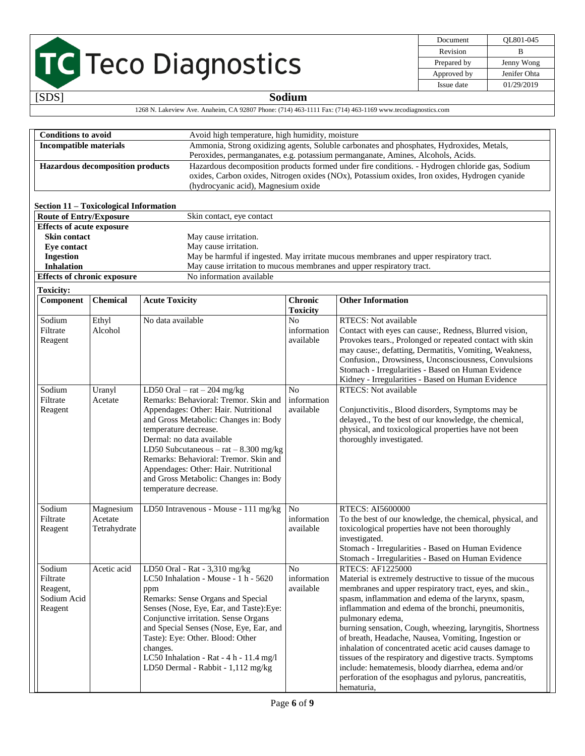| | |
|---|---|
| **Conditions to avoid** | Avoid high temperature, high humidity, moisture |
| **Incompatible materials** | Ammonia, Strong oxidizing agents, Soluble carbonates and phosphates, Hydroxides, Metals, Peroxides, permanganates, e.g. potassium permanganate, Amines, Alcohols, Acids. |
| **Hazardous decomposition products** | Hazardous decomposition products formed under fire conditions. - Hydrogen chloride gas, Sodium oxides, Carbon oxides, Nitrogen oxides (NOx), Potassium oxides, Iron oxides, Hydrogen cyanide (hydrocyanic acid), Magnesium oxide |

**Section 11 – Toxicological Information**

| | |
|---|---|
| **Route of Entry/Exposure** | Skin contact, eye contact |
| **Effects of acute exposure** | |
| **Skin contact** | May cause irritation. |
| **Eye contact** | May cause irritation. |
| **Ingestion** | May be harmful if ingested. May irritate mucous membranes and upper respiratory tract. |
| **Inhalation** | May cause irritation to mucous membranes and upper respiratory tract. |
| **Effects of chronic exposure** | No information available |

**Toxicity:**

| Component | Chemical | Acute Toxicity | Chronic Toxicity | Other Information |
|---|---|---|---|---|
| Sodium Filtrate Reagent | Ethyl Alcohol | No data available | No information available | RTECS: Not available<br>Contact with eyes can cause:, Redness, Blurred vision, Provokes tears., Prolonged or repeated contact with skin may cause:, defatting, Dermatitis, Vomiting, Weakness, Confusion., Drowsiness, Unconsciousness, Convulsions<br>Stomach - Irregularities - Based on Human Evidence<br>Kidney - Irregularities - Based on Human Evidence |
| Sodium Filtrate Reagent | Uranyl Acetate | LD50 Oral – rat – 204 mg/kg<br>Remarks: Behavioral: Tremor. Skin and Appendages: Other: Hair. Nutritional and Gross Metabolic: Changes in: Body temperature decrease.<br>Dermal: no data available<br>LD50 Subcutaneous – rat – 8.300 mg/kg<br>Remarks: Behavioral: Tremor. Skin and Appendages: Other: Hair. Nutritional and Gross Metabolic: Changes in: Body temperature decrease. | No information available | RTECS: Not available<br><br>Conjunctivitis., Blood disorders, Symptoms may be delayed., To the best of our knowledge, the chemical, physical, and toxicological properties have not been thoroughly investigated. |
| Sodium Filtrate Reagent | Magnesium Acetate Tetrahydrate | LD50 Intravenous - Mouse - 111 mg/kg | No information available | RTECS: AI5600000<br>To the best of our knowledge, the chemical, physical, and toxicological properties have not been thoroughly investigated.<br>Stomach - Irregularities - Based on Human Evidence<br>Stomach - Irregularities - Based on Human Evidence |
| Sodium Filtrate Reagent, Sodium Acid Reagent | Acetic acid | LD50 Oral - Rat - 3,310 mg/kg<br>LC50 Inhalation - Mouse - 1 h - 5620 ppm<br>Remarks: Sense Organs and Special Senses (Nose, Eye, Ear, and Taste):Eye: Conjunctive irritation. Sense Organs and Special Senses (Nose, Eye, Ear, and Taste): Eye: Other. Blood: Other changes.<br>LC50 Inhalation - Rat - 4 h - 11.4 mg/l<br>LD50 Dermal - Rabbit - 1,112 mg/kg | No information available | RTECS: AF1225000<br>Material is extremely destructive to tissue of the mucous membranes and upper respiratory tract, eyes, and skin., spasm, inflammation and edema of the larynx, spasm, inflammation and edema of the bronchi, pneumonitis, pulmonary edema,<br>burning sensation, Cough, wheezing, laryngitis, Shortness of breath, Headache, Nausea, Vomiting, Ingestion or inhalation of concentrated acetic acid causes damage to tissues of the respiratory and digestive tracts. Symptoms include: hematemesis, bloody diarrhea, edema and/or perforation of the esophagus and pylorus, pancreatitis, hematuria, |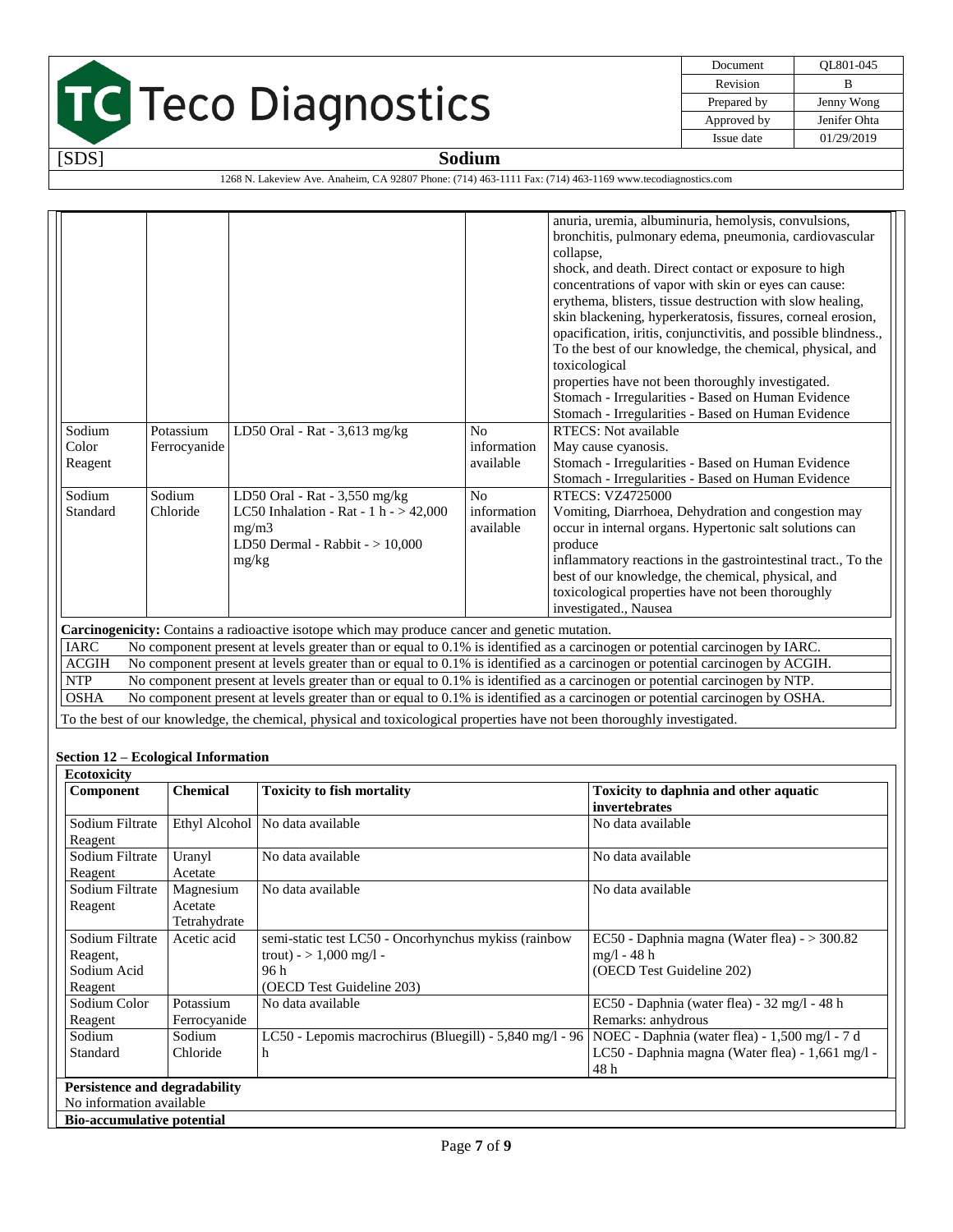| | | | | |
|---|---|---|---|---|
| | | | | anuria, uremia, albuminuria, hemolysis, convulsions, bronchitis, pulmonary edema, pneumonia, cardiovascular collapse, shock, and death. Direct contact or exposure to high concentrations of vapor with skin or eyes can cause: erythema, blisters, tissue destruction with slow healing, skin blackening, hyperkeratosis, fissures, corneal erosion, opacification, iritis, conjunctivitis, and possible blindness., To the best of our knowledge, the chemical, physical, and toxicological properties have not been thoroughly investigated. Stomach - Irregularities - Based on Human Evidence Stomach - Irregularities - Based on Human Evidence |
| Sodium Color Reagent | Potassium Ferrocyanide | LD50 Oral - Rat - 3,613 mg/kg | No information available | RTECS: Not available May cause cyanosis. Stomach - Irregularities - Based on Human Evidence Stomach - Irregularities - Based on Human Evidence |
| Sodium Standard | Sodium Chloride | LD50 Oral - Rat - 3,550 mg/kg LC50 Inhalation - Rat - 1 h - > 42,000 mg/m3 LD50 Dermal - Rabbit - > 10,000 mg/kg | No information available | RTECS: VZ4725000 Vomiting, Diarrhoea, Dehydration and congestion may occur in internal organs. Hypertonic salt solutions can produce inflammatory reactions in the gastrointestinal tract., To the best of our knowledge, the chemical, physical, and toxicological properties have not been thoroughly investigated., Nausea |

**Carcinogenicity:** Contains a radioactive isotope which may produce cancer and genetic mutation.

| | |
|---|---|
| IARC | No component present at levels greater than or equal to 0.1% is identified as a carcinogen or potential carcinogen by IARC. |
| ACGIH | No component present at levels greater than or equal to 0.1% is identified as a carcinogen or potential carcinogen by ACGIH. |
| NTP | No component present at levels greater than or equal to 0.1% is identified as a carcinogen or potential carcinogen by NTP. |
| OSHA | No component present at levels greater than or equal to 0.1% is identified as a carcinogen or potential carcinogen by OSHA. |

To the best of our knowledge, the chemical, physical and toxicological properties have not been thoroughly investigated.

## Section 12 – Ecological Information

**Ecotoxicity**

| Component | Chemical | Toxicity to fish mortality | Toxicity to daphnia and other aquatic invertebrates |
|---|---|---|---|
| Sodium Filtrate Reagent | Ethyl Alcohol | No data available | No data available |
| Sodium Filtrate Reagent | Uranyl Acetate | No data available | No data available |
| Sodium Filtrate Reagent | Magnesium Acetate Tetrahydrate | No data available | No data available |
| Sodium Filtrate Reagent, Sodium Acid Reagent | Acetic acid | semi-static test LC50 - Oncorhynchus mykiss (rainbow trout) - > 1,000 mg/l - 96 h (OECD Test Guideline 203) | EC50 - Daphnia magna (Water flea) - > 300.82 mg/l - 48 h (OECD Test Guideline 202) |
| Sodium Color Reagent | Potassium Ferrocyanide | No data available | EC50 - Daphnia (water flea) - 32 mg/l - 48 h Remarks: anhydrous |
| Sodium Standard | Sodium Chloride | LC50 - Lepomis macrochirus (Bluegill) - 5,840 mg/l - 96 h | NOEC - Daphnia (water flea) - 1,500 mg/l - 7 d LC50 - Daphnia magna (Water flea) - 1,661 mg/l - 48 h |

**Persistence and degradability**

No information available

**Bio-accumulative potential**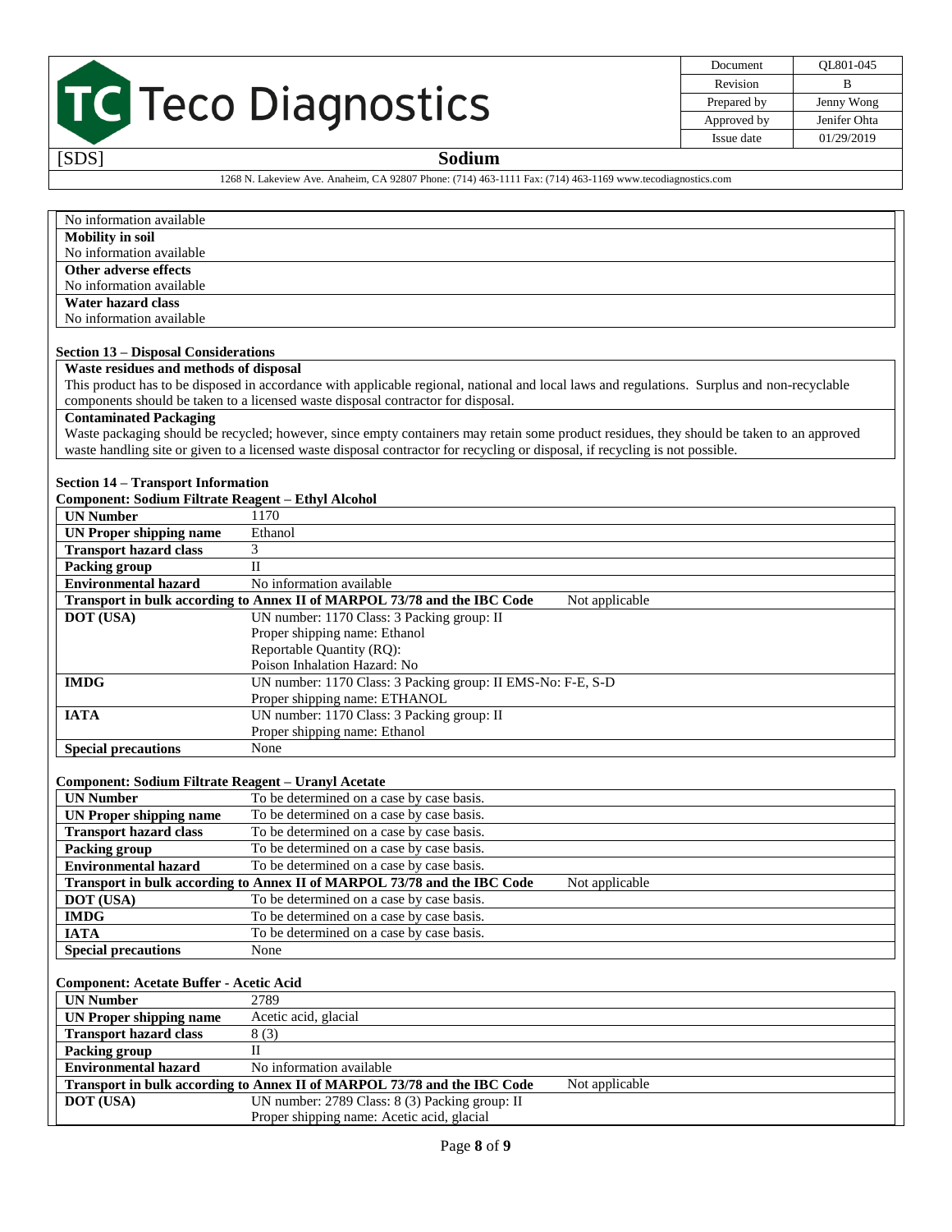No information available

**Mobility in soil**

No information available

**Other adverse effects**

No information available

**Water hazard class**

No information available

## Section 13 – Disposal Considerations

**Waste residues and methods of disposal**

This product has to be disposed in accordance with applicable regional, national and local laws and regulations. Surplus and non-recyclable components should be taken to a licensed waste disposal contractor for disposal.

**Contaminated Packaging**

Waste packaging should be recycled; however, since empty containers may retain some product residues, they should be taken to an approved waste handling site or given to a licensed waste disposal contractor for recycling or disposal, if recycling is not possible.

## Section 14 – Transport Information

**Component: Sodium Filtrate Reagent – Ethyl Alcohol**

| | |
|---|---|
| **UN Number** | 1170 |
| **UN Proper shipping name** | Ethanol |
| **Transport hazard class** | 3 |
| **Packing group** | II |
| **Environmental hazard** | No information available |
| **Transport in bulk according to Annex II of MARPOL 73/78 and the IBC Code** | Not applicable |
| **DOT (USA)** | UN number: 1170 Class: 3 Packing group: II<br>Proper shipping name: Ethanol<br>Reportable Quantity (RQ):<br>Poison Inhalation Hazard: No |
| **IMDG** | UN number: 1170 Class: 3 Packing group: II EMS-No: F-E, S-D<br>Proper shipping name: ETHANOL |
| **IATA** | UN number: 1170 Class: 3 Packing group: II<br>Proper shipping name: Ethanol |
| **Special precautions** | None |

**Component: Sodium Filtrate Reagent – Uranyl Acetate**

| | |
|---|---|
| **UN Number** | To be determined on a case by case basis. |
| **UN Proper shipping name** | To be determined on a case by case basis. |
| **Transport hazard class** | To be determined on a case by case basis. |
| **Packing group** | To be determined on a case by case basis. |
| **Environmental hazard** | To be determined on a case by case basis. |
| **Transport in bulk according to Annex II of MARPOL 73/78 and the IBC Code** | Not applicable |
| **DOT (USA)** | To be determined on a case by case basis. |
| **IMDG** | To be determined on a case by case basis. |
| **IATA** | To be determined on a case by case basis. |
| **Special precautions** | None |

**Component: Acetate Buffer - Acetic Acid**

| | |
|---|---|
| **UN Number** | 2789 |
| **UN Proper shipping name** | Acetic acid, glacial |
| **Transport hazard class** | 8 (3) |
| **Packing group** | II |
| **Environmental hazard** | No information available |
| **Transport in bulk according to Annex II of MARPOL 73/78 and the IBC Code** | Not applicable |
| **DOT (USA)** | UN number: 2789 Class: 8 (3) Packing group: II<br>Proper shipping name: Acetic acid, glacial |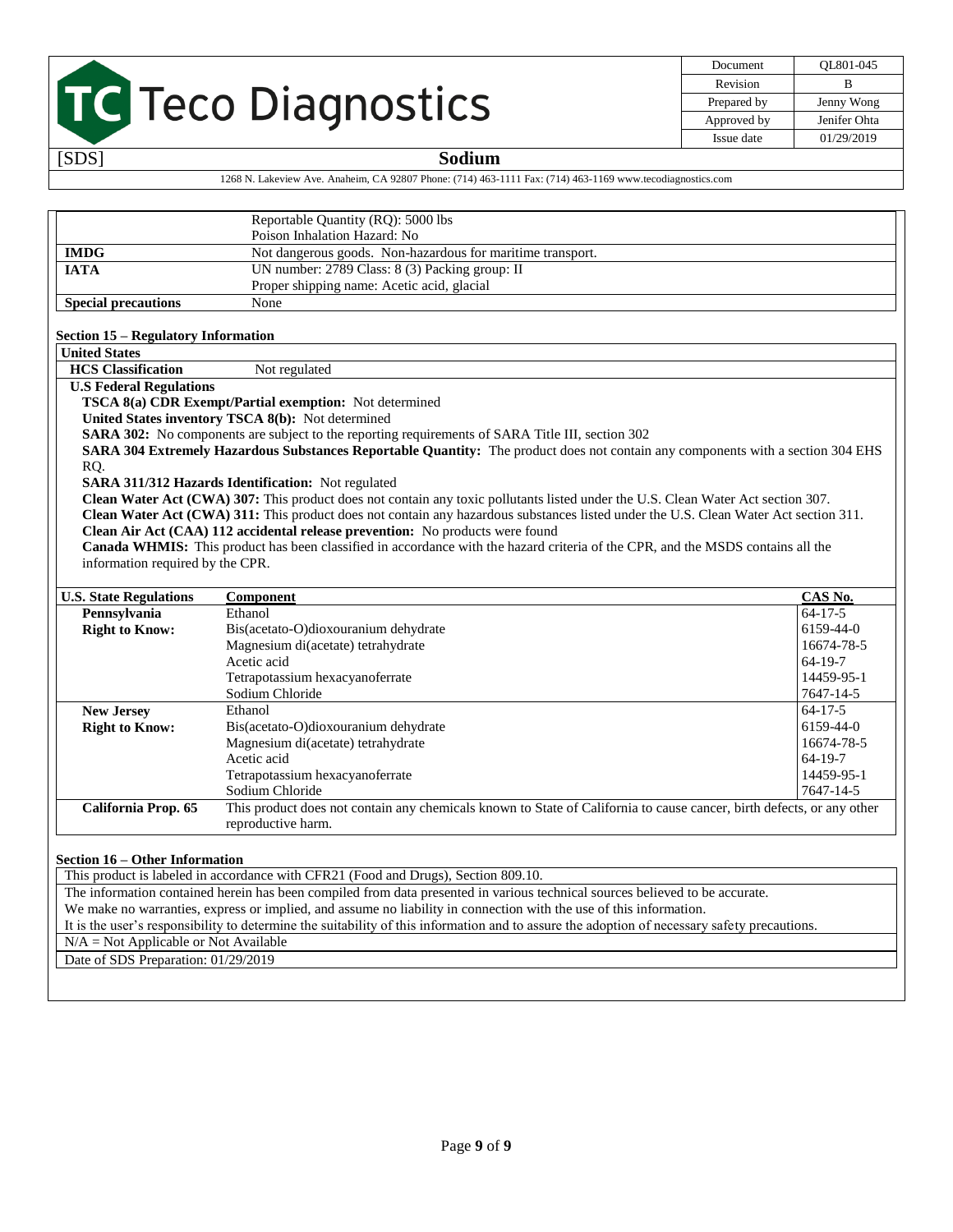| | |
|---|---|
| | Reportable Quantity (RQ): 5000 lbs<br>Poison Inhalation Hazard: No |
| **IMDG** | Not dangerous goods. Non-hazardous for maritime transport. |
| **IATA** | UN number: 2789 Class: 8 (3) Packing group: II<br>Proper shipping name: Acetic acid, glacial |
| **Special precautions** | None |

### Section 15 – Regulatory Information

**United States**

**HCS Classification** Not regulated

**U.S Federal Regulations**

**TSCA 8(a) CDR Exempt/Partial exemption:** Not determined

**United States inventory TSCA 8(b):** Not determined

**SARA 302:** No components are subject to the reporting requirements of SARA Title III, section 302

**SARA 304 Extremely Hazardous Substances Reportable Quantity:** The product does not contain any components with a section 304 EHS RQ.

**SARA 311/312 Hazards Identification:** Not regulated

**Clean Water Act (CWA) 307:** This product does not contain any toxic pollutants listed under the U.S. Clean Water Act section 307.

**Clean Water Act (CWA) 311:** This product does not contain any hazardous substances listed under the U.S. Clean Water Act section 311.

**Clean Air Act (CAA) 112 accidental release prevention:** No products were found

**Canada WHMIS:** This product has been classified in accordance with the hazard criteria of the CPR, and the MSDS contains all the information required by the CPR.

| U.S. State Regulations | Component | CAS No. |
|---|---|---|
| **Pennsylvania Right to Know:** | Ethanol | 64-17-5 |
| | Bis(acetato-O)dioxouranium dehydrate | 6159-44-0 |
| | Magnesium di(acetate) tetrahydrate | 16674-78-5 |
| | Acetic acid | 64-19-7 |
| | Tetrapotassium hexacyanoferrate | 14459-95-1 |
| | Sodium Chloride | 7647-14-5 |
| **New Jersey Right to Know:** | Ethanol | 64-17-5 |
| | Bis(acetato-O)dioxouranium dehydrate | 6159-44-0 |
| | Magnesium di(acetate) tetrahydrate | 16674-78-5 |
| | Acetic acid | 64-19-7 |
| | Tetrapotassium hexacyanoferrate | 14459-95-1 |
| | Sodium Chloride | 7647-14-5 |
| **California Prop. 65** | This product does not contain any chemicals known to State of California to cause cancer, birth defects, or any other reproductive harm. | |

### Section 16 – Other Information

This product is labeled in accordance with CFR21 (Food and Drugs), Section 809.10.

The information contained herein has been compiled from data presented in various technical sources believed to be accurate.
We make no warranties, express or implied, and assume no liability in connection with the use of this information.
It is the user's responsibility to determine the suitability of this information and to assure the adoption of necessary safety precautions.

N/A = Not Applicable or Not Available

Date of SDS Preparation: 01/29/2019